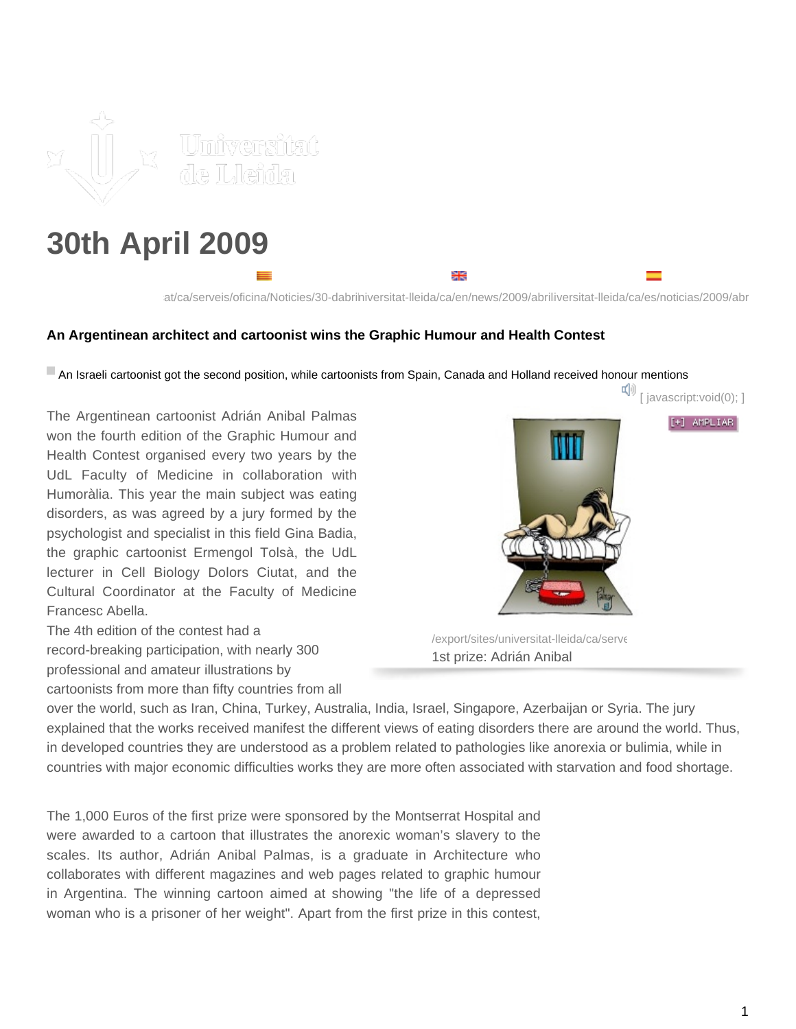# 30th April 2009

at/ca/serveis/oficina/Noticies/30-dabriniversitat-lleida/ca/en/news/2009/abriliversitat-lleida/ca/es/noticias/2009/abr

**An Argentinean architect and cartoonist wins the Graphic Humour and Health Contest**

An Israeli cartoonist got the second position, while cartoonists from Spain, Canada and Holland received honour mentions

[ javascript:void(0); ]

The Argentinean cartoonist Adrián Anibal Palmas won the fourth edition of the Graphic Humour and Health Contest organised every two years by the UdL Faculty of Medicine in collaboration with Humoràlia. This year the main subject was eating disorders, as was agreed by a jury formed by the psychologist and specialist in this field Gina Badia, the graphic cartoonist Ermengol Tolsà, the UdL lecturer in Cell Biology Dolors Ciutat, and the Cultural Coordinator at the Faculty of Medicine Francesc Abella.

[+] AMPLIAR

/export/sites/universitat-lleida/ca/serve

1st prize: Adrián Anibal

The 4th edition of the contest had a record-breaking participation, with nearly 300 professional and amateur illustrations by cartoonists from more than fifty countries from all over the world, such as Iran, China, Turkey, Australia, India, Israel, Singapore, Azerbaijan or Syria. The jury explained that the works received manifest the different views of eating disorders there are around the world. Thus, in developed countries they are understood as a problem related to pathologies like anorexia or bulimia, while in countries with major economic difficulties works they are more often associated with starvation and food shortage.

The 1,000 Euros of the first prize were sponsored by the Montserrat Hospital and were awarded to a cartoon that illustrates the anorexic woman's slavery to the scales. Its author, Adrián Anibal Palmas, is a graduate in Architecture who collaborates with different magazines and web pages related to graphic humour in Argentina. The winning cartoon aimed at showing "the life of a depressed woman who is a prisoner of her weight". Apart from the first prize in this contest,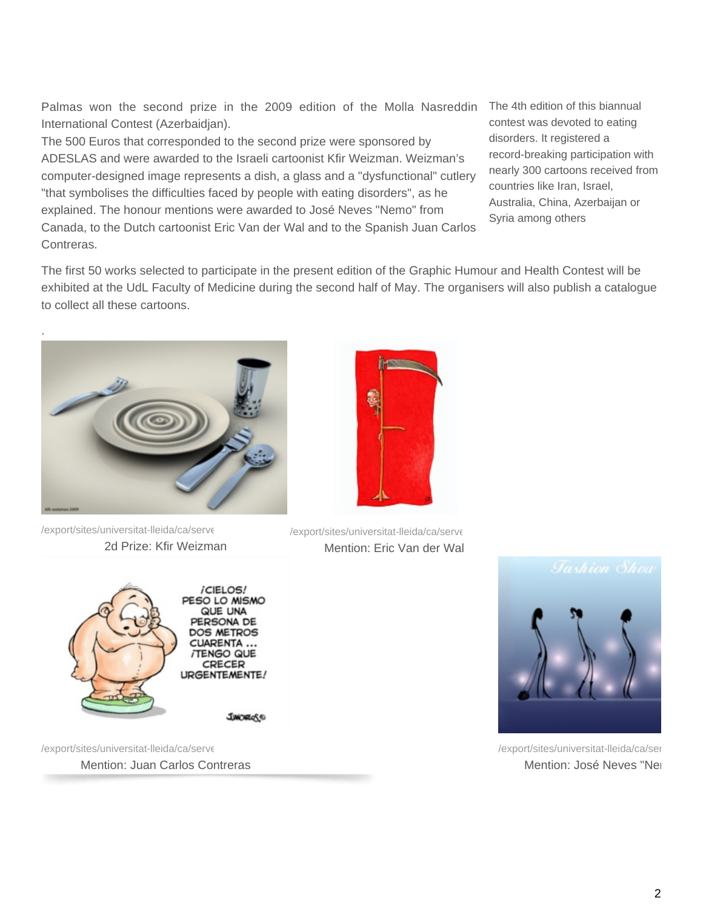Palmas won the second prize in the 2009 edition of the Molla Nasreddin International Contest (Azerbaidjan).

The 500 Euros that corresponded to the second prize were sponsored by ADESLAS and were awarded to the Israeli cartoonist Kfir Weizman. Weizman's computer-designed image represents a dish, a glass and a "dysfunctional" cutlery "that symbolises the difficulties faced by people with eating disorders", as he explained. The honour mentions were awarded to José Neves "Nemo" from Canada, to the Dutch cartoonist Eric Van der Wal and to the Spanish Juan Carlos Contreras.

The 4th edition of this biannual contest was devoted to eating disorders. It registered a record-breaking participation with nearly 300 cartoons received from countries like Iran, Israel, Australia, China, Azerbaijan or Syria among others

The first 50 works selected to participate in the present edition of the Graphic Humour and Health Contest will be exhibited at the UdL Faculty of Medicine during the second half of May. The organisers will also publish a catalogue to collect all these cartoons.

.

/export/sites/universitat-lleida/ca/serve

2d Prize: Kfir Weizman

/export/sites/universitat-lleida/ca/serve

Mention: Eric Van der Wal

/export/sites/universitat-lleida/ca/serve

Mention: Juan Carlos Contreras

/export/sites/universitat-lleida/ca/ser

Mention: José Neves "Ne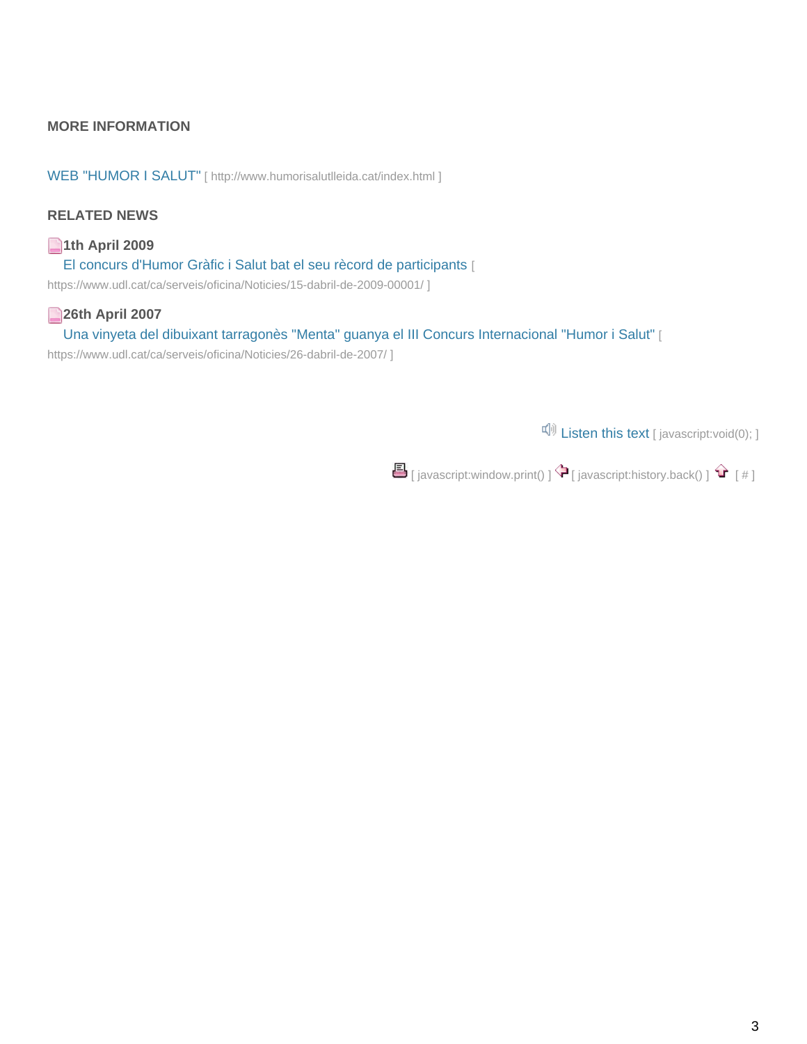#### MORE INFORMATION

WEB "HUMOR I SALUT" [ http://www.humorisalutlleida.cat/index.html ]

#### RELATED NEWS

**1th April 2009**

El concurs d'Humor Gràfic i Salut bat el seu rècord de participants [ https://www.udl.cat/ca/serveis/oficina/Noticies/15-dabril-de-2009-00001/ ]

**26th April 2007**

Una vinyeta del dibuixant tarragonès "Menta" guanya el III Concurs Internacional "Humor i Salut" [ https://www.udl.cat/ca/serveis/oficina/Noticies/26-dabril-de-2007/ ]

Listen this text [ javascript:void(0); ]

[ javascript:window.print() ] [ javascript:history.back() ] [ # ]